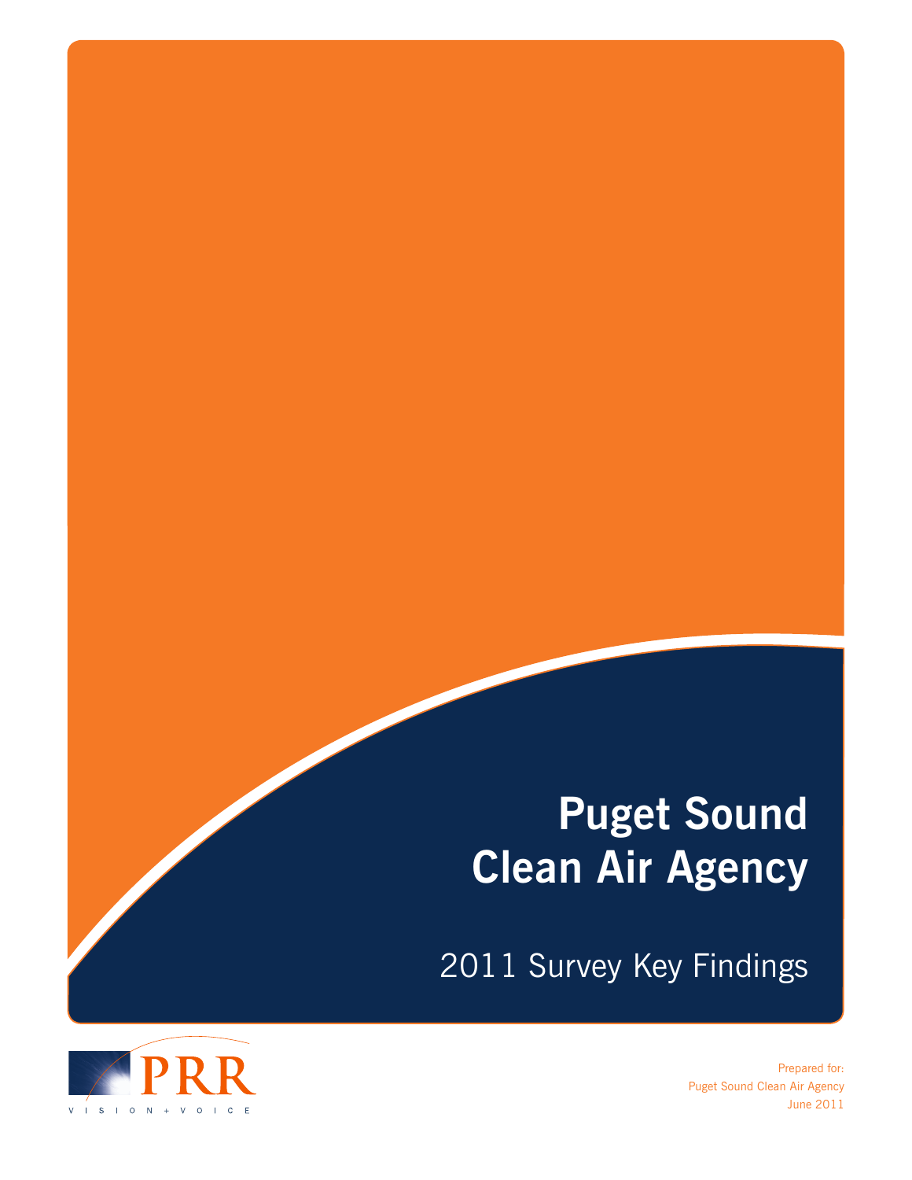# Puget Sound Clean Air Agency

## 2011 Survey Key Findings

PRR

VISION + VOICE

Prepared for:
Puget Sound Clean Air Agency
June 2011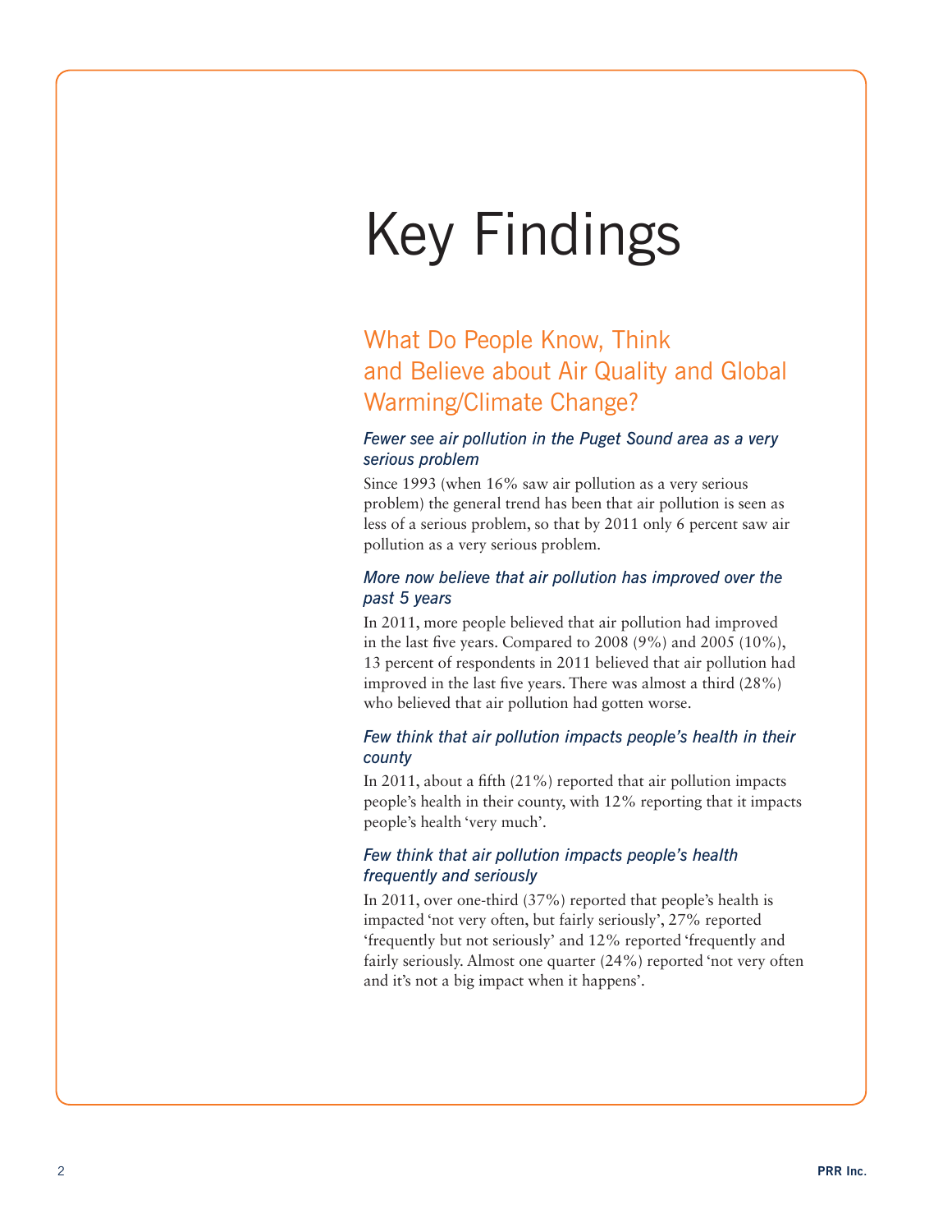# Key Findings

## What Do People Know, Think and Believe about Air Quality and Global Warming/Climate Change?

### *Fewer see air pollution in the Puget Sound area as a very serious problem*

Since 1993 (when 16% saw air pollution as a very serious problem) the general trend has been that air pollution is seen as less of a serious problem, so that by 2011 only 6 percent saw air pollution as a very serious problem.

### *More now believe that air pollution has improved over the past 5 years*

In 2011, more people believed that air pollution had improved in the last five years. Compared to 2008 (9%) and 2005 (10%), 13 percent of respondents in 2011 believed that air pollution had improved in the last five years. There was almost a third (28%) who believed that air pollution had gotten worse.

### *Few think that air pollution impacts people's health in their county*

In 2011, about a fifth (21%) reported that air pollution impacts people's health in their county, with 12% reporting that it impacts people's health 'very much'.

### *Few think that air pollution impacts people's health frequently and seriously*

In 2011, over one-third (37%) reported that people's health is impacted 'not very often, but fairly seriously', 27% reported 'frequently but not seriously' and 12% reported 'frequently and fairly seriously. Almost one quarter (24%) reported 'not very often and it's not a big impact when it happens'.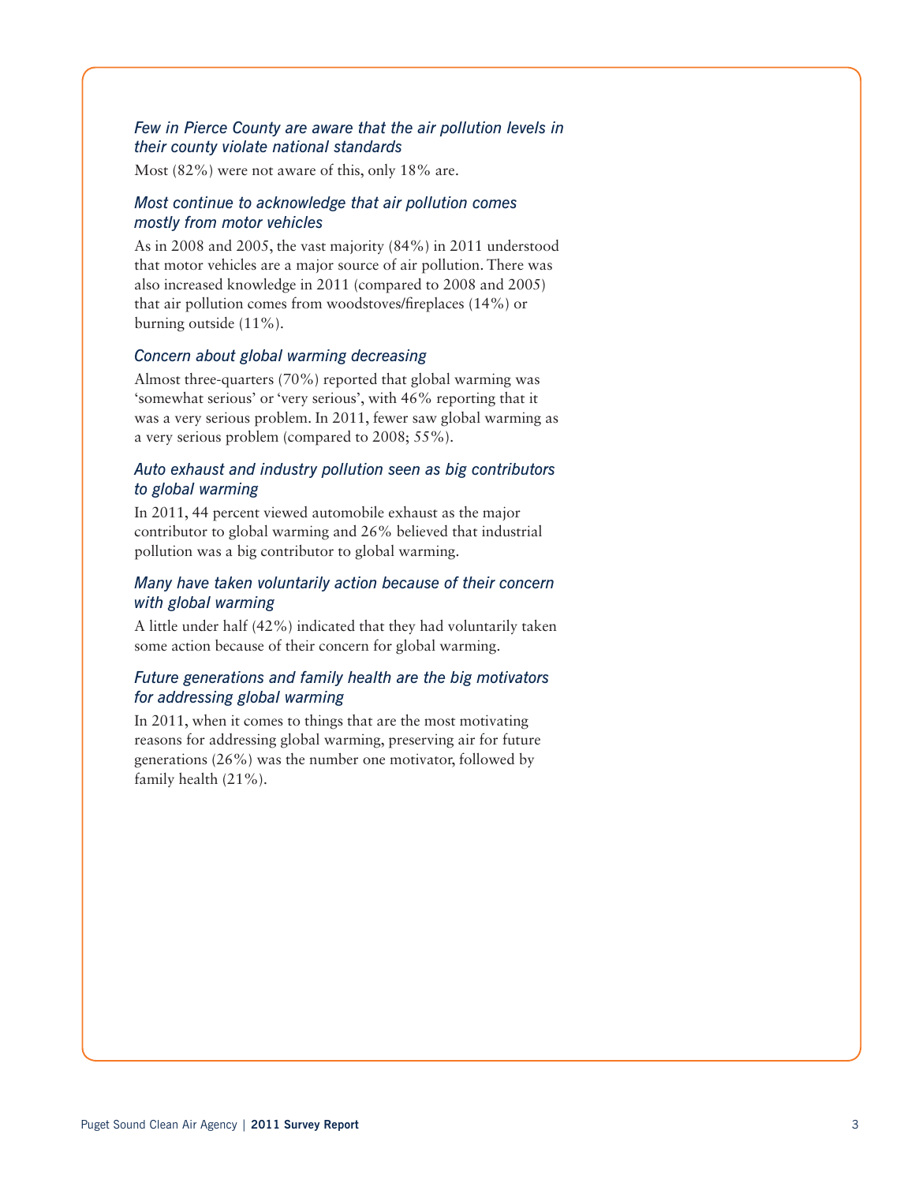### *Few in Pierce County are aware that the air pollution levels in their county violate national standards*

Most (82%) were not aware of this, only 18% are.

### *Most continue to acknowledge that air pollution comes mostly from motor vehicles*

As in 2008 and 2005, the vast majority (84%) in 2011 understood that motor vehicles are a major source of air pollution. There was also increased knowledge in 2011 (compared to 2008 and 2005) that air pollution comes from woodstoves/fireplaces (14%) or burning outside (11%).

### *Concern about global warming decreasing*

Almost three-quarters (70%) reported that global warming was 'somewhat serious' or 'very serious', with 46% reporting that it was a very serious problem. In 2011, fewer saw global warming as a very serious problem (compared to 2008; 55%).

### *Auto exhaust and industry pollution seen as big contributors to global warming*

In 2011, 44 percent viewed automobile exhaust as the major contributor to global warming and 26% believed that industrial pollution was a big contributor to global warming.

### *Many have taken voluntarily action because of their concern with global warming*

A little under half (42%) indicated that they had voluntarily taken some action because of their concern for global warming.

### *Future generations and family health are the big motivators for addressing global warming*

In 2011, when it comes to things that are the most motivating reasons for addressing global warming, preserving air for future generations (26%) was the number one motivator, followed by family health (21%).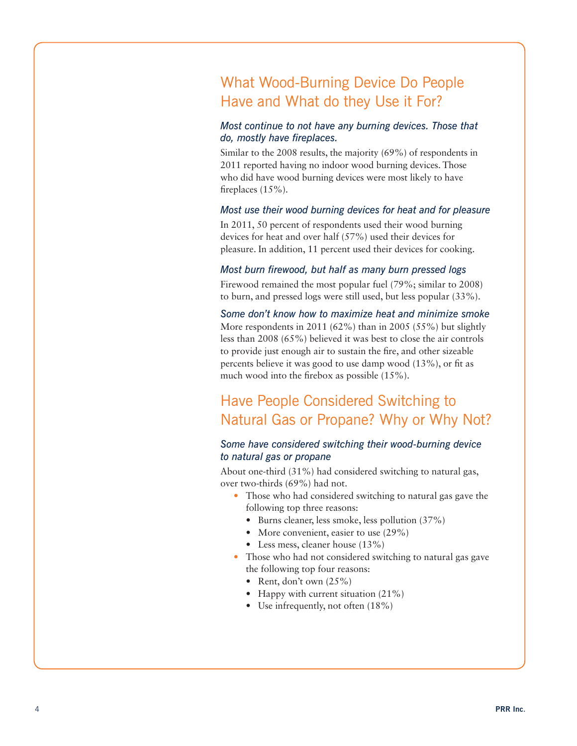## What Wood-Burning Device Do People Have and What do they Use it For?

### *Most continue to not have any burning devices. Those that do, mostly have fireplaces.*

Similar to the 2008 results, the majority (69%) of respondents in 2011 reported having no indoor wood burning devices. Those who did have wood burning devices were most likely to have fireplaces (15%).

### *Most use their wood burning devices for heat and for pleasure*

In 2011, 50 percent of respondents used their wood burning devices for heat and over half (57%) used their devices for pleasure. In addition, 11 percent used their devices for cooking.

### *Most burn firewood, but half as many burn pressed logs*

Firewood remained the most popular fuel (79%; similar to 2008) to burn, and pressed logs were still used, but less popular (33%).

### *Some don't know how to maximize heat and minimize smoke*

More respondents in 2011 (62%) than in 2005 (55%) but slightly less than 2008 (65%) believed it was best to close the air controls to provide just enough air to sustain the fire, and other sizeable percents believe it was good to use damp wood (13%), or fit as much wood into the firebox as possible (15%).

## Have People Considered Switching to Natural Gas or Propane? Why or Why Not?

### *Some have considered switching their wood-burning device to natural gas or propane*

About one-third (31%) had considered switching to natural gas, over two-thirds (69%) had not.

- Those who had considered switching to natural gas gave the following top three reasons:
  - Burns cleaner, less smoke, less pollution (37%)
  - More convenient, easier to use (29%)
  - Less mess, cleaner house (13%)
- Those who had not considered switching to natural gas gave the following top four reasons:
  - Rent, don't own (25%)
  - Happy with current situation (21%)
  - Use infrequently, not often (18%)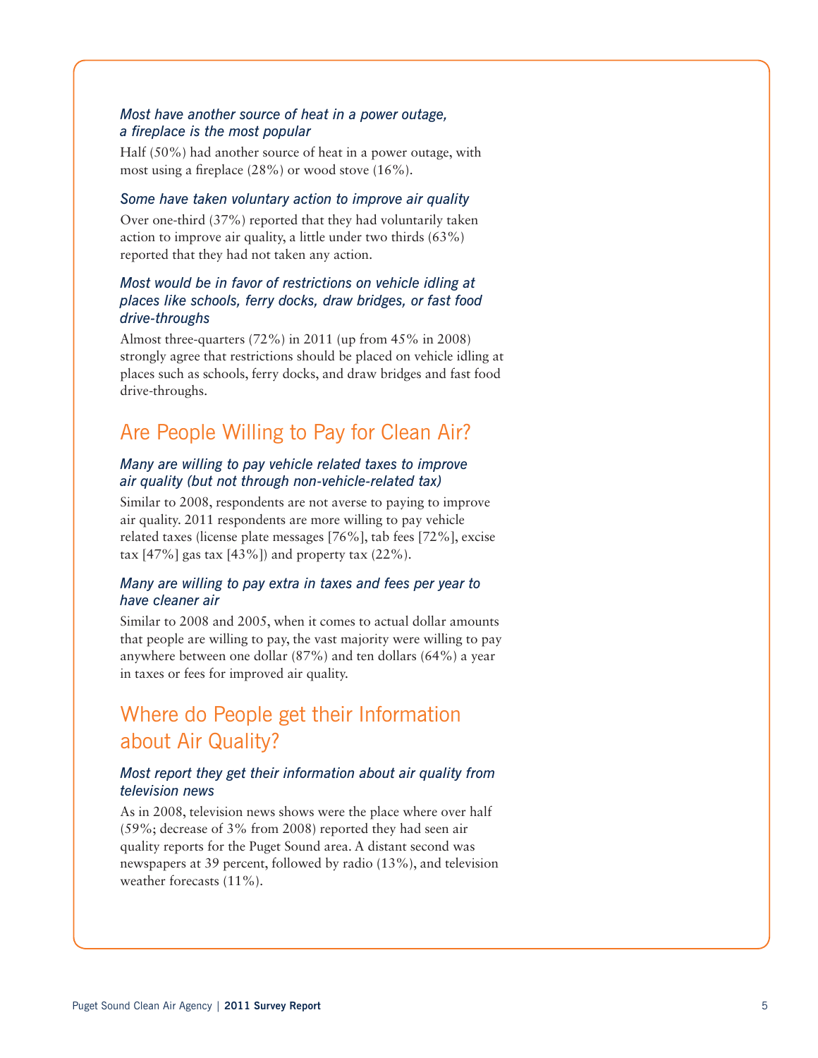### *Most have another source of heat in a power outage, a fireplace is the most popular*

Half (50%) had another source of heat in a power outage, with most using a fireplace (28%) or wood stove (16%).

### *Some have taken voluntary action to improve air quality*

Over one-third (37%) reported that they had voluntarily taken action to improve air quality, a little under two thirds (63%) reported that they had not taken any action.

### *Most would be in favor of restrictions on vehicle idling at places like schools, ferry docks, draw bridges, or fast food drive-throughs*

Almost three-quarters (72%) in 2011 (up from 45% in 2008) strongly agree that restrictions should be placed on vehicle idling at places such as schools, ferry docks, and draw bridges and fast food drive-throughs.

## Are People Willing to Pay for Clean Air?

### *Many are willing to pay vehicle related taxes to improve air quality (but not through non-vehicle-related tax)*

Similar to 2008, respondents are not averse to paying to improve air quality. 2011 respondents are more willing to pay vehicle related taxes (license plate messages [76%], tab fees [72%], excise tax [47%] gas tax [43%]) and property tax (22%).

### *Many are willing to pay extra in taxes and fees per year to have cleaner air*

Similar to 2008 and 2005, when it comes to actual dollar amounts that people are willing to pay, the vast majority were willing to pay anywhere between one dollar (87%) and ten dollars (64%) a year in taxes or fees for improved air quality.

## Where do People get their Information about Air Quality?

### *Most report they get their information about air quality from television news*

As in 2008, television news shows were the place where over half (59%; decrease of 3% from 2008) reported they had seen air quality reports for the Puget Sound area. A distant second was newspapers at 39 percent, followed by radio (13%), and television weather forecasts (11%).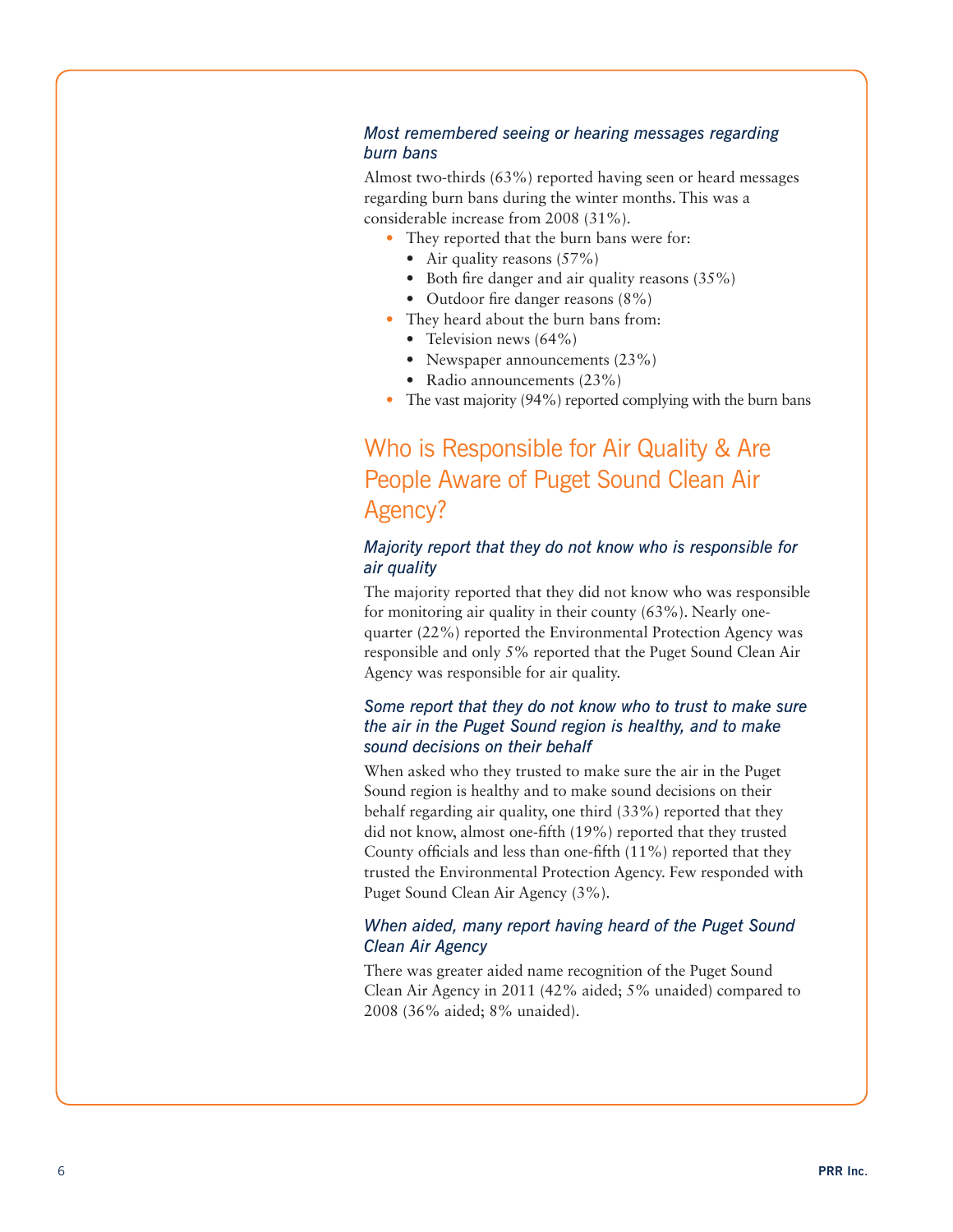### *Most remembered seeing or hearing messages regarding burn bans*

Almost two-thirds (63%) reported having seen or heard messages regarding burn bans during the winter months. This was a considerable increase from 2008 (31%).

- They reported that the burn bans were for:
  - Air quality reasons (57%)
  - Both fire danger and air quality reasons (35%)
  - Outdoor fire danger reasons (8%)
- They heard about the burn bans from:
  - Television news (64%)
  - Newspaper announcements (23%)
  - Radio announcements (23%)
- The vast majority (94%) reported complying with the burn bans

## Who is Responsible for Air Quality & Are People Aware of Puget Sound Clean Air Agency?

### *Majority report that they do not know who is responsible for air quality*

The majority reported that they did not know who was responsible for monitoring air quality in their county (63%). Nearly one-quarter (22%) reported the Environmental Protection Agency was responsible and only 5% reported that the Puget Sound Clean Air Agency was responsible for air quality.

### *Some report that they do not know who to trust to make sure the air in the Puget Sound region is healthy, and to make sound decisions on their behalf*

When asked who they trusted to make sure the air in the Puget Sound region is healthy and to make sound decisions on their behalf regarding air quality, one third (33%) reported that they did not know, almost one-fifth (19%) reported that they trusted County officials and less than one-fifth (11%) reported that they trusted the Environmental Protection Agency. Few responded with Puget Sound Clean Air Agency (3%).

### *When aided, many report having heard of the Puget Sound Clean Air Agency*

There was greater aided name recognition of the Puget Sound Clean Air Agency in 2011 (42% aided; 5% unaided) compared to 2008 (36% aided; 8% unaided).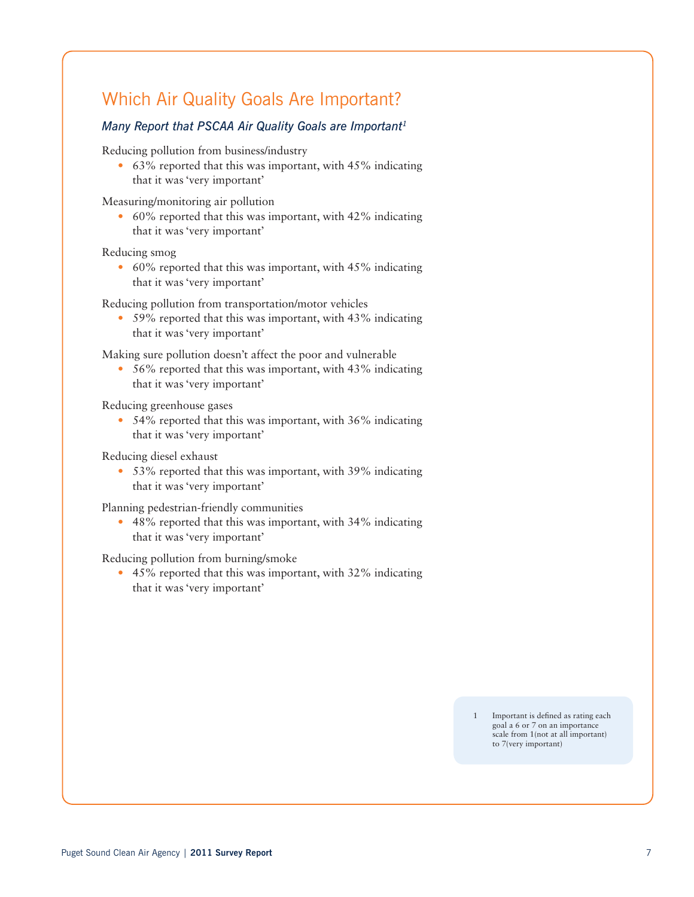## Which Air Quality Goals Are Important?

### *Many Report that PSCAA Air Quality Goals are Important*[1]

Reducing pollution from business/industry

- 63% reported that this was important, with 45% indicating that it was 'very important'

Measuring/monitoring air pollution

- 60% reported that this was important, with 42% indicating that it was 'very important'

Reducing smog

- 60% reported that this was important, with 45% indicating that it was 'very important'

Reducing pollution from transportation/motor vehicles

- 59% reported that this was important, with 43% indicating that it was 'very important'

Making sure pollution doesn't affect the poor and vulnerable

- 56% reported that this was important, with 43% indicating that it was 'very important'

Reducing greenhouse gases

- 54% reported that this was important, with 36% indicating that it was 'very important'

Reducing diesel exhaust

- 53% reported that this was important, with 39% indicating that it was 'very important'

Planning pedestrian-friendly communities

- 48% reported that this was important, with 34% indicating that it was 'very important'

Reducing pollution from burning/smoke

- 45% reported that this was important, with 32% indicating that it was 'very important'

1 Important is defined as rating each goal a 6 or 7 on an importance scale from 1(not at all important) to 7(very important)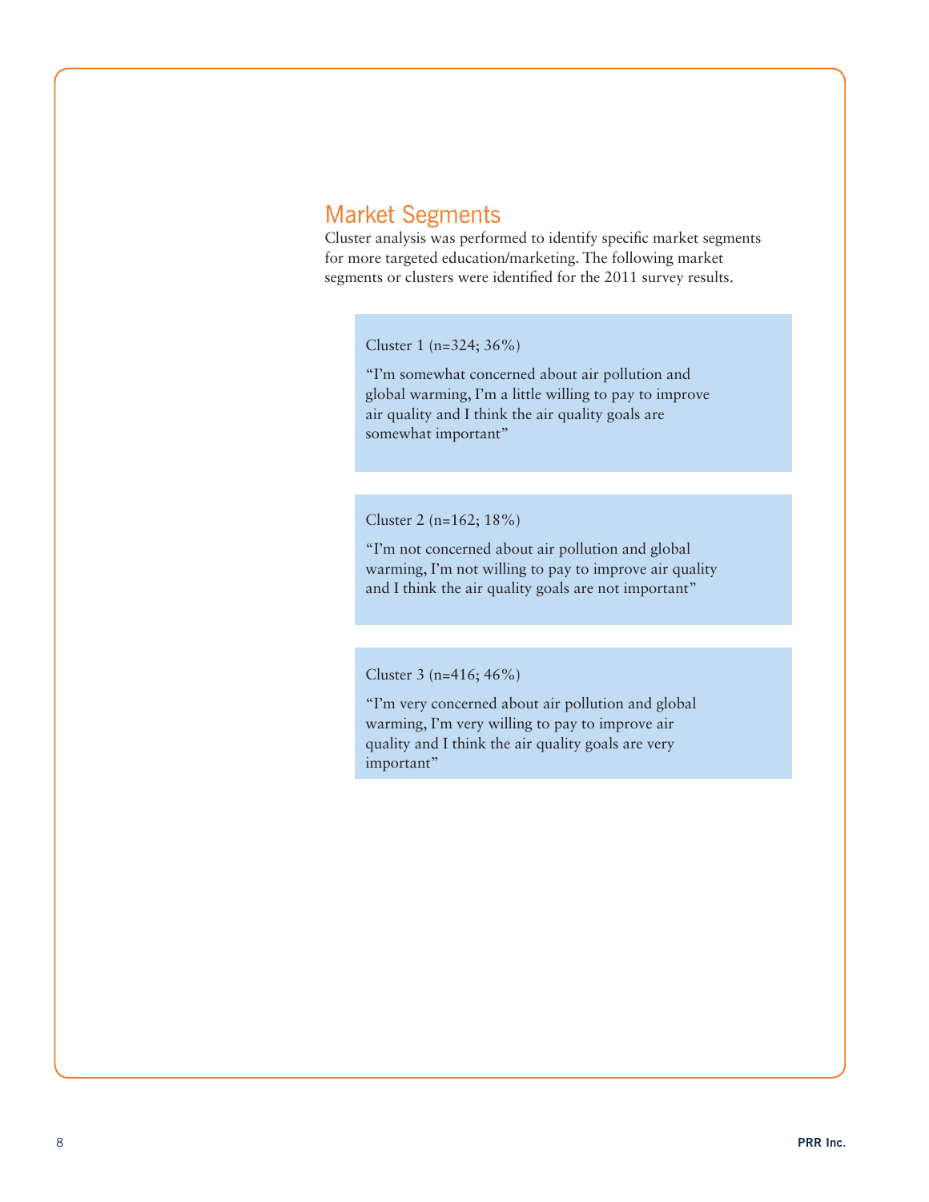## Market Segments

Cluster analysis was performed to identify specific market segments for more targeted education/marketing. The following market segments or clusters were identified for the 2011 survey results.

Cluster 1 (n=324; 36%)

"I'm somewhat concerned about air pollution and global warming, I'm a little willing to pay to improve air quality and I think the air quality goals are somewhat important"

Cluster 2 (n=162; 18%)

"I'm not concerned about air pollution and global warming, I'm not willing to pay to improve air quality and I think the air quality goals are not important"

Cluster 3 (n=416; 46%)

"I'm very concerned about air pollution and global warming, I'm very willing to pay to improve air quality and I think the air quality goals are very important"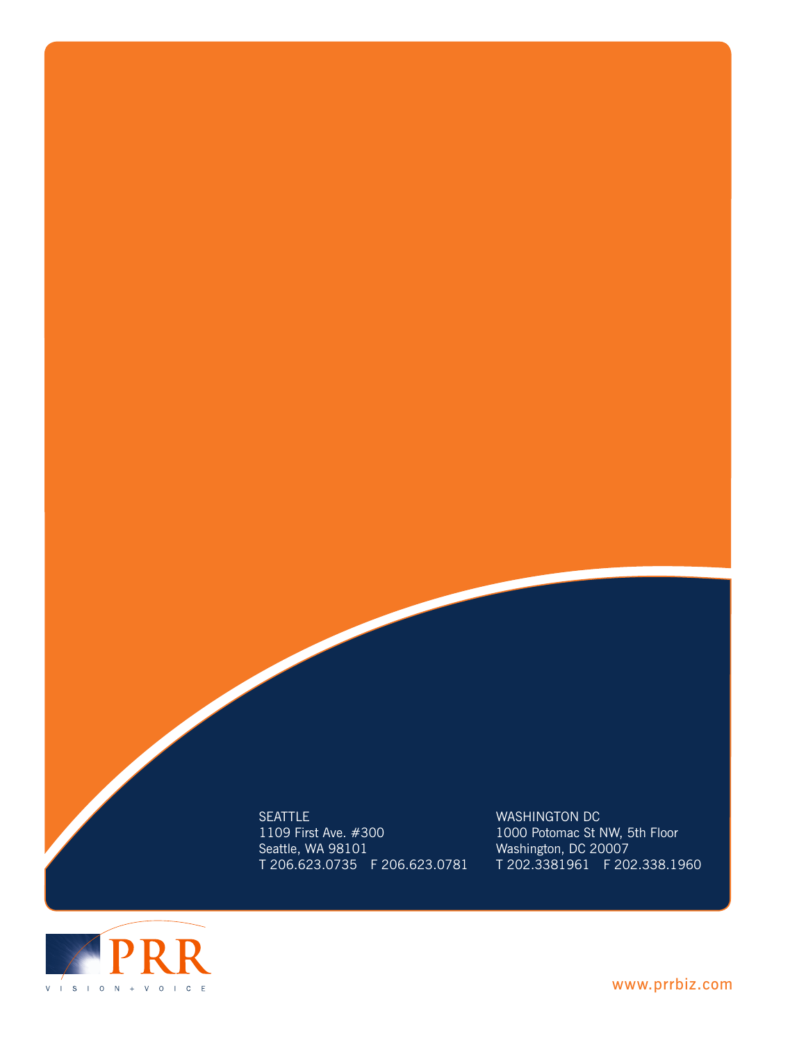SEATTLE
1109 First Ave. #300
Seattle, WA 98101
T 206.623.0735 F 206.623.0781

WASHINGTON DC
1000 Potomac St NW, 5th Floor
Washington, DC 20007
T 202.3381961 F 202.338.1960

PRR

VISION + VOICE

www.prrbiz.com